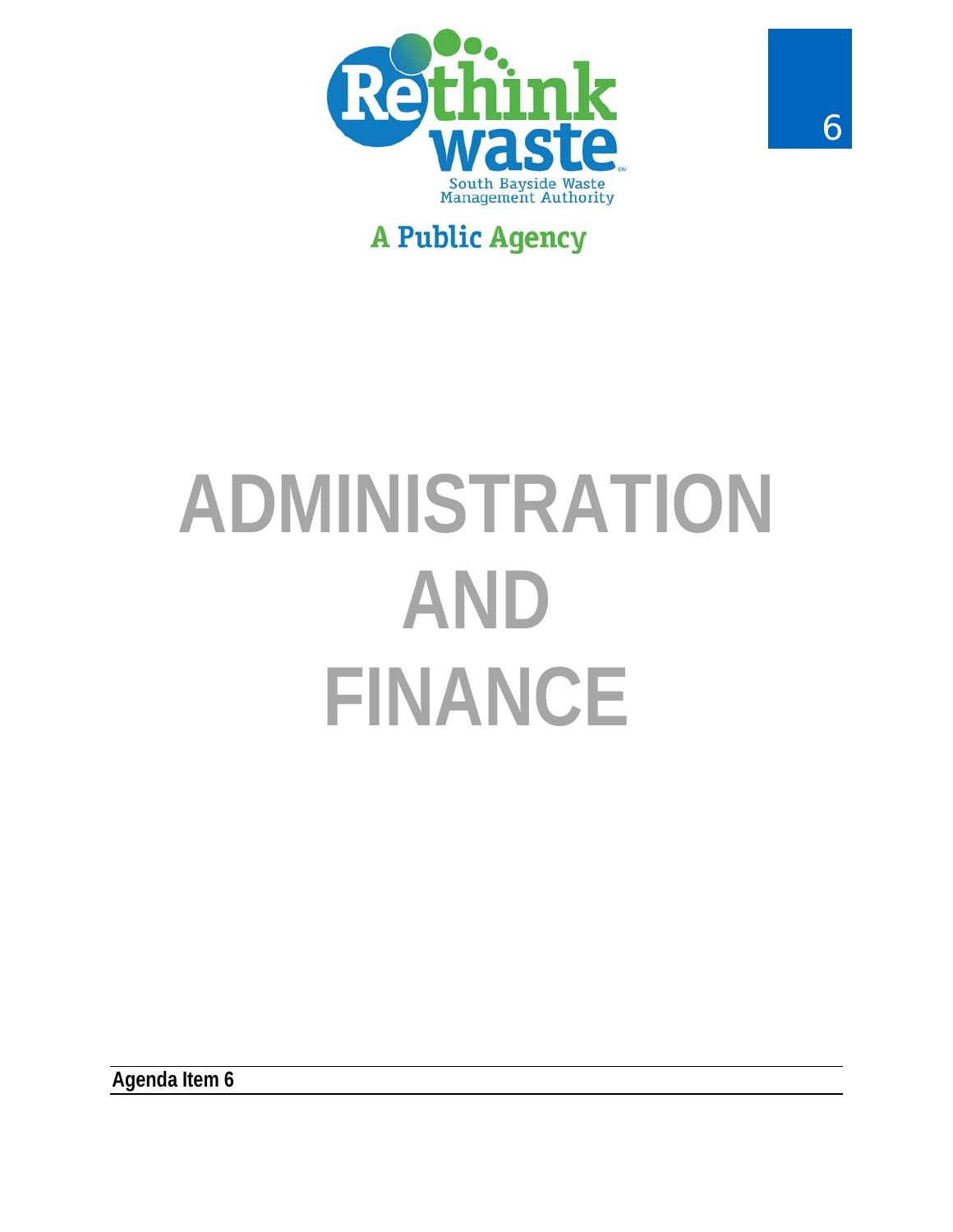Rethink waste

South Bayside Waste Management Authority

A Public Agency

6

# ADMINISTRATION AND FINANCE

**Agenda Item 6**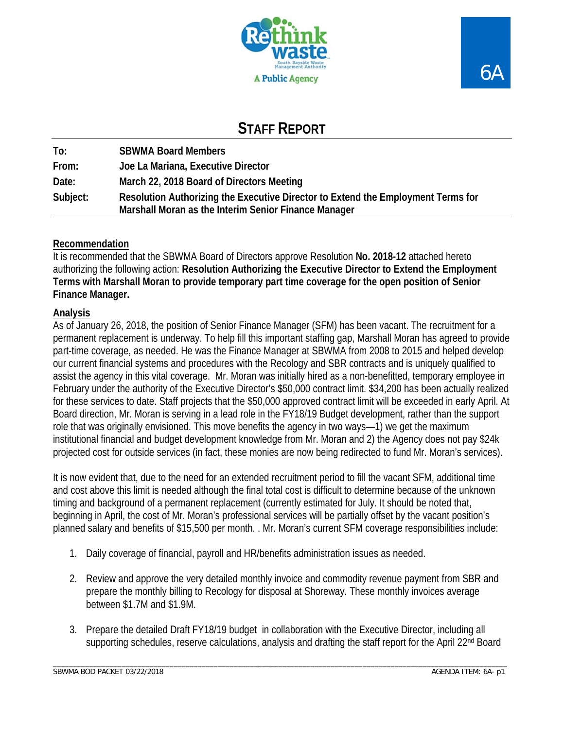# STAFF REPORT

| | |
|---|---|
| **To:** | **SBWMA Board Members** |
| **From:** | **Joe La Mariana, Executive Director** |
| **Date:** | **March 22, 2018 Board of Directors Meeting** |
| **Subject:** | **Resolution Authorizing the Executive Director to Extend the Employment Terms for Marshall Moran as the Interim Senior Finance Manager** |

## Recommendation

It is recommended that the SBWMA Board of Directors approve Resolution **No. 2018-12** attached hereto authorizing the following action: **Resolution Authorizing the Executive Director to Extend the Employment Terms with Marshall Moran to provide temporary part time coverage for the open position of Senior Finance Manager.**

## Analysis

As of January 26, 2018, the position of Senior Finance Manager (SFM) has been vacant. The recruitment for a permanent replacement is underway. To help fill this important staffing gap, Marshall Moran has agreed to provide part-time coverage, as needed. He was the Finance Manager at SBWMA from 2008 to 2015 and helped develop our current financial systems and procedures with the Recology and SBR contracts and is uniquely qualified to assist the agency in this vital coverage. Mr. Moran was initially hired as a non-benefitted, temporary employee in February under the authority of the Executive Director's $50,000 contract limit. $34,200 has been actually realized for these services to date. Staff projects that the $50,000 approved contract limit will be exceeded in early April. At Board direction, Mr. Moran is serving in a lead role in the FY18/19 Budget development, rather than the support role that was originally envisioned. This move benefits the agency in two ways—1) we get the maximum institutional financial and budget development knowledge from Mr. Moran and 2) the Agency does not pay $24k projected cost for outside services (in fact, these monies are now being redirected to fund Mr. Moran's services).

It is now evident that, due to the need for an extended recruitment period to fill the vacant SFM, additional time and cost above this limit is needed although the final total cost is difficult to determine because of the unknown timing and background of a permanent replacement (currently estimated for July. It should be noted that, beginning in April, the cost of Mr. Moran's professional services will be partially offset by the vacant position's planned salary and benefits of $15,500 per month. . Mr. Moran's current SFM coverage responsibilities include:

1. Daily coverage of financial, payroll and HR/benefits administration issues as needed.
2. Review and approve the very detailed monthly invoice and commodity revenue payment from SBR and prepare the monthly billing to Recology for disposal at Shoreway. These monthly invoices average between $1.7M and $1.9M.
3. Prepare the detailed Draft FY18/19 budget in collaboration with the Executive Director, including all supporting schedules, reserve calculations, analysis and drafting the staff report for the April 22nd Board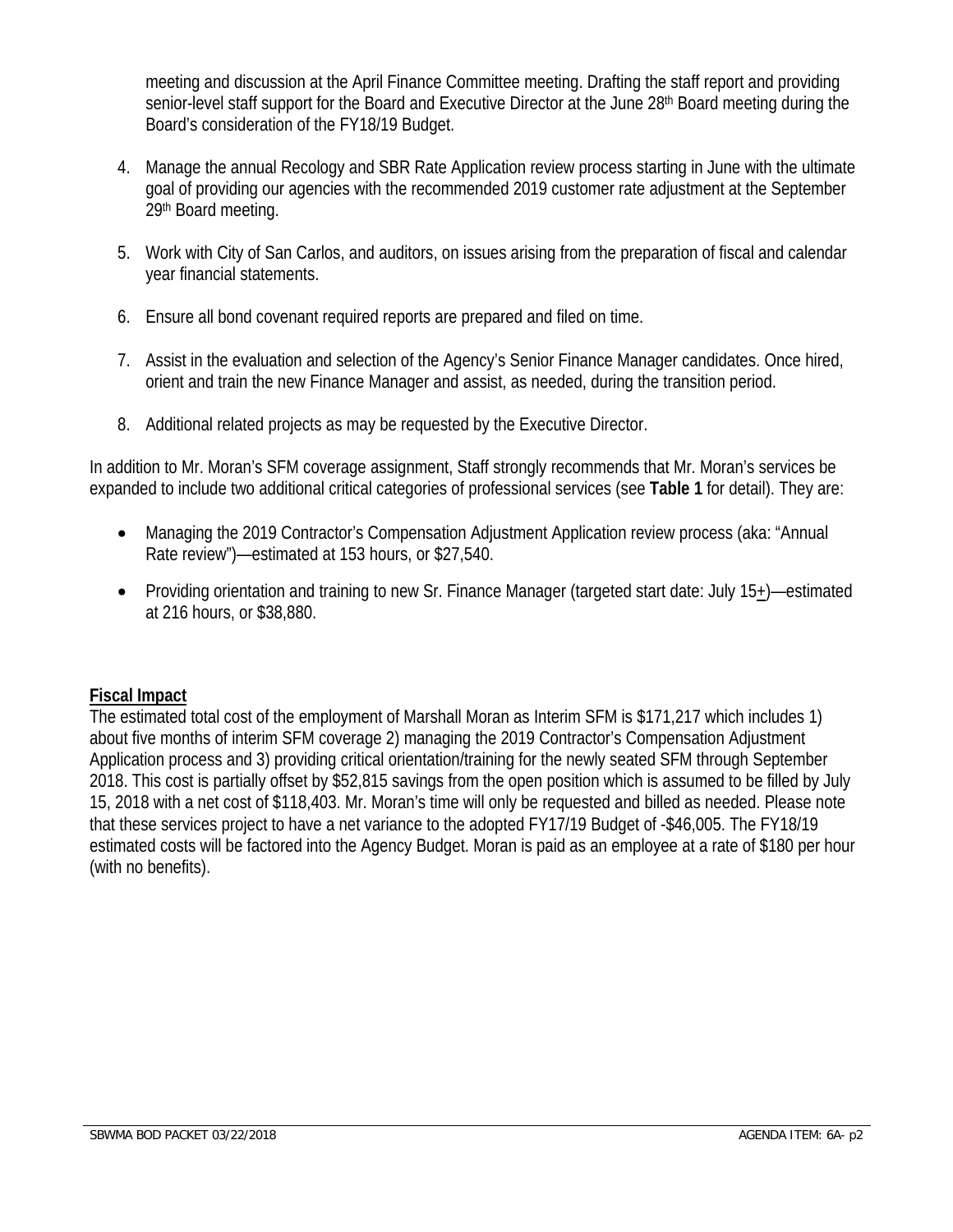meeting and discussion at the April Finance Committee meeting. Drafting the staff report and providing senior-level staff support for the Board and Executive Director at the June 28th Board meeting during the Board's consideration of the FY18/19 Budget.

4. Manage the annual Recology and SBR Rate Application review process starting in June with the ultimate goal of providing our agencies with the recommended 2019 customer rate adjustment at the September 29th Board meeting.

5. Work with City of San Carlos, and auditors, on issues arising from the preparation of fiscal and calendar year financial statements.

6. Ensure all bond covenant required reports are prepared and filed on time.

7. Assist in the evaluation and selection of the Agency's Senior Finance Manager candidates. Once hired, orient and train the new Finance Manager and assist, as needed, during the transition period.

8. Additional related projects as may be requested by the Executive Director.

In addition to Mr. Moran's SFM coverage assignment, Staff strongly recommends that Mr. Moran's services be expanded to include two additional critical categories of professional services (see **Table 1** for detail). They are:

- Managing the 2019 Contractor's Compensation Adjustment Application review process (aka: "Annual Rate review")—estimated at 153 hours, or $27,540.
- Providing orientation and training to new Sr. Finance Manager (targeted start date: July 15±)—estimated at 216 hours, or $38,880.

**Fiscal Impact**

The estimated total cost of the employment of Marshall Moran as Interim SFM is $171,217 which includes 1) about five months of interim SFM coverage 2) managing the 2019 Contractor's Compensation Adjustment Application process and 3) providing critical orientation/training for the newly seated SFM through September 2018. This cost is partially offset by $52,815 savings from the open position which is assumed to be filled by July 15, 2018 with a net cost of $118,403. Mr. Moran's time will only be requested and billed as needed. Please note that these services project to have a net variance to the adopted FY17/19 Budget of -$46,005. The FY18/19 estimated costs will be factored into the Agency Budget. Moran is paid as an employee at a rate of $180 per hour (with no benefits).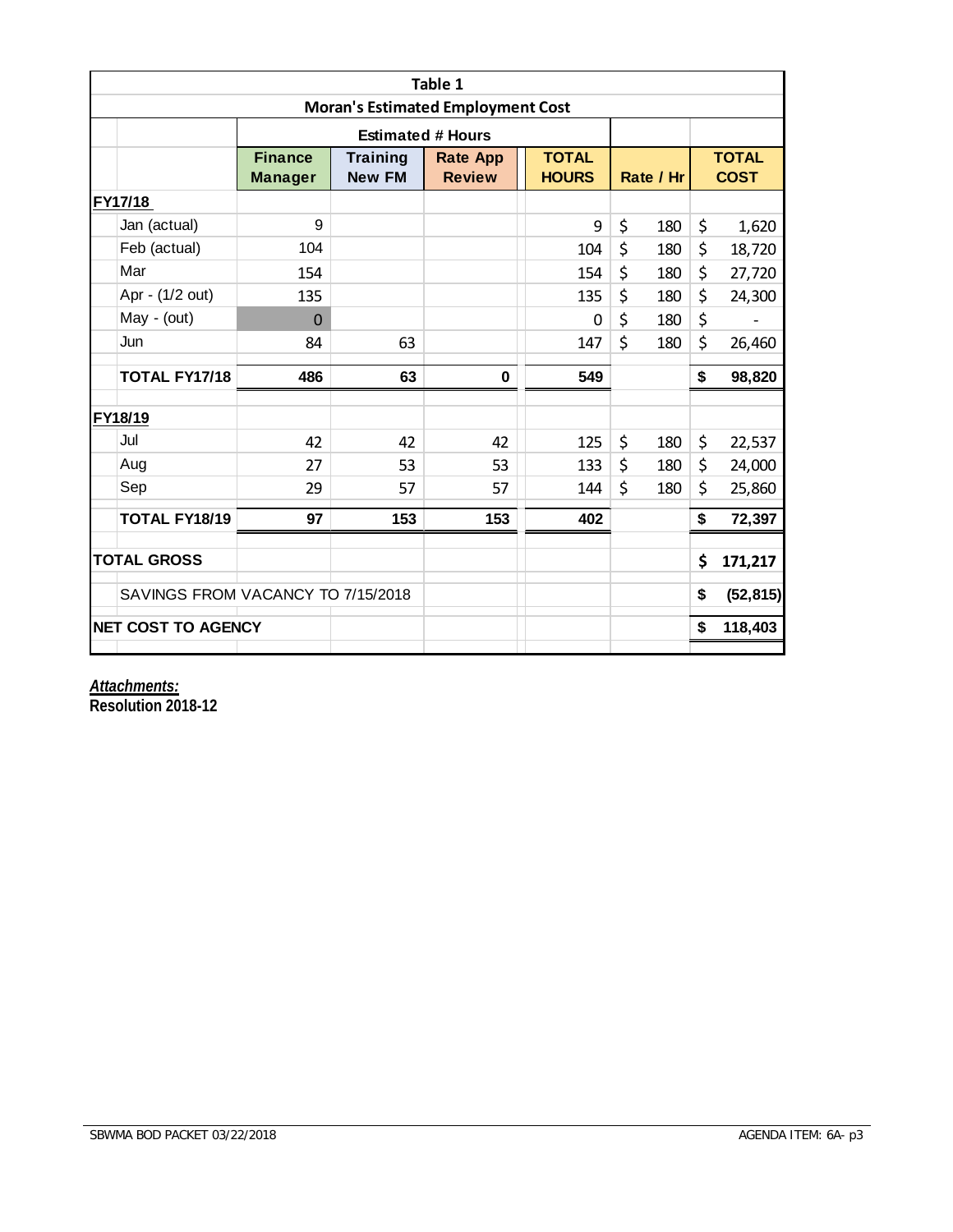**Table 1**

**Moran's Estimated Employment Cost**

| | Estimated # Hours | | | | | |
|---|---|---|---|---|---|---|
| | **Finance Manager** | **Training New FM** | **Rate App Review** | **TOTAL HOURS** | **Rate / Hr** | **TOTAL COST** |
| **FY17/18** | | | | | | |
| Jan (actual) | 9 | | | 9 | $ 180 | $ 1,620 |
| Feb (actual) | 104 | | | 104 | $ 180 | $ 18,720 |
| Mar | 154 | | | 154 | $ 180 | $ 27,720 |
| Apr - (1/2 out) | 135 | | | 135 | $ 180 | $ 24,300 |
| May - (out) | 0 | | | 0 | $ 180 | $ - |
| Jun | 84 | 63 | | 147 | $ 180 | $ 26,460 |
| **TOTAL FY17/18** | **486** | **63** | **0** | **549** | | **$ 98,820** |
| **FY18/19** | | | | | | |
| Jul | 42 | 42 | 42 | 125 | $ 180 | $ 22,537 |
| Aug | 27 | 53 | 53 | 133 | $ 180 | $ 24,000 |
| Sep | 29 | 57 | 57 | 144 | $ 180 | $ 25,860 |
| **TOTAL FY18/19** | **97** | **153** | **153** | **402** | | **$ 72,397** |
| **TOTAL GROSS** | | | | | | **$ 171,217** |
| SAVINGS FROM VACANCY TO 7/15/2018 | | | | | | **$ (52,815)** |
| **NET COST TO AGENCY** | | | | | | **$ 118,403** |

***Attachments:***

**Resolution 2018-12**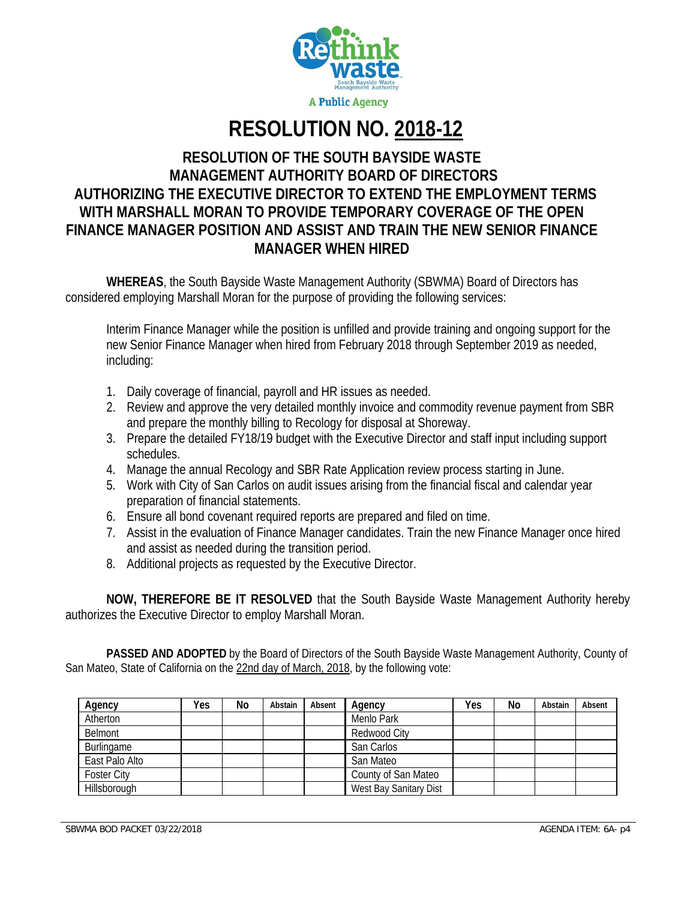# RESOLUTION NO. 2018-12

## RESOLUTION OF THE SOUTH BAYSIDE WASTE MANAGEMENT AUTHORITY BOARD OF DIRECTORS AUTHORIZING THE EXECUTIVE DIRECTOR TO EXTEND THE EMPLOYMENT TERMS WITH MARSHALL MORAN TO PROVIDE TEMPORARY COVERAGE OF THE OPEN FINANCE MANAGER POSITION AND ASSIST AND TRAIN THE NEW SENIOR FINANCE MANAGER WHEN HIRED

**WHEREAS**, the South Bayside Waste Management Authority (SBWMA) Board of Directors has considered employing Marshall Moran for the purpose of providing the following services:

Interim Finance Manager while the position is unfilled and provide training and ongoing support for the new Senior Finance Manager when hired from February 2018 through September 2019 as needed, including:

1. Daily coverage of financial, payroll and HR issues as needed.
2. Review and approve the very detailed monthly invoice and commodity revenue payment from SBR and prepare the monthly billing to Recology for disposal at Shoreway.
3. Prepare the detailed FY18/19 budget with the Executive Director and staff input including support schedules.
4. Manage the annual Recology and SBR Rate Application review process starting in June.
5. Work with City of San Carlos on audit issues arising from the financial fiscal and calendar year preparation of financial statements.
6. Ensure all bond covenant required reports are prepared and filed on time.
7. Assist in the evaluation of Finance Manager candidates. Train the new Finance Manager once hired and assist as needed during the transition period.
8. Additional projects as requested by the Executive Director.

**NOW, THEREFORE BE IT RESOLVED** that the South Bayside Waste Management Authority hereby authorizes the Executive Director to employ Marshall Moran.

**PASSED AND ADOPTED** by the Board of Directors of the South Bayside Waste Management Authority, County of San Mateo, State of California on the 22nd day of March, 2018, by the following vote:

| Agency | Yes | No | Abstain | Absent | Agency | Yes | No | Abstain | Absent |
|---|---|---|---|---|---|---|---|---|---|
| Atherton | | | | | Menlo Park | | | | |
| Belmont | | | | | Redwood City | | | | |
| Burlingame | | | | | San Carlos | | | | |
| East Palo Alto | | | | | San Mateo | | | | |
| Foster City | | | | | County of San Mateo | | | | |
| Hillsborough | | | | | West Bay Sanitary Dist | | | | |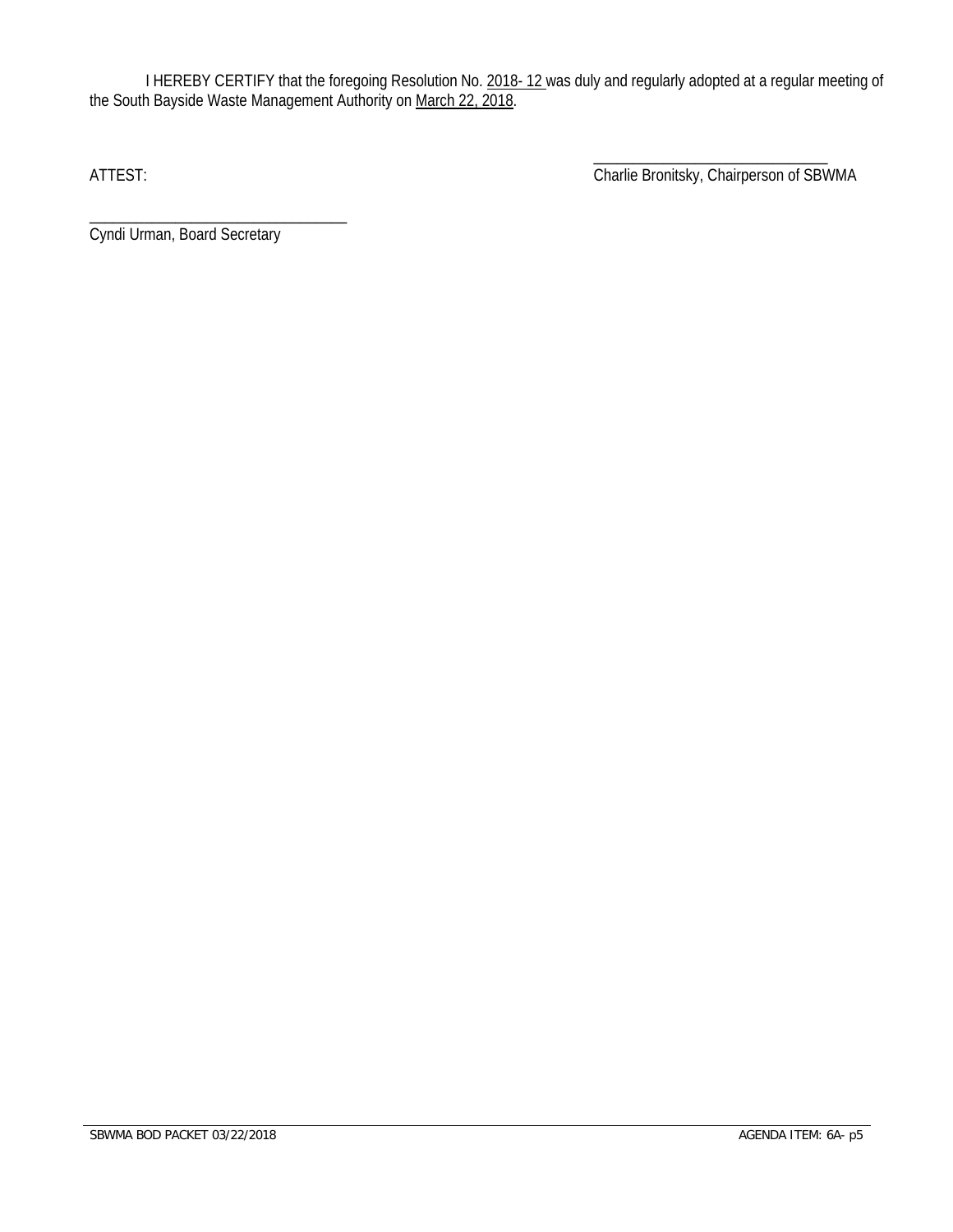I HEREBY CERTIFY that the foregoing Resolution No. 2018- 12 was duly and regularly adopted at a regular meeting of the South Bayside Waste Management Authority on March 22, 2018.

ATTEST:

_______________________________
Charlie Bronitsky, Chairperson of SBWMA

_______________________________
Cyndi Urman, Board Secretary